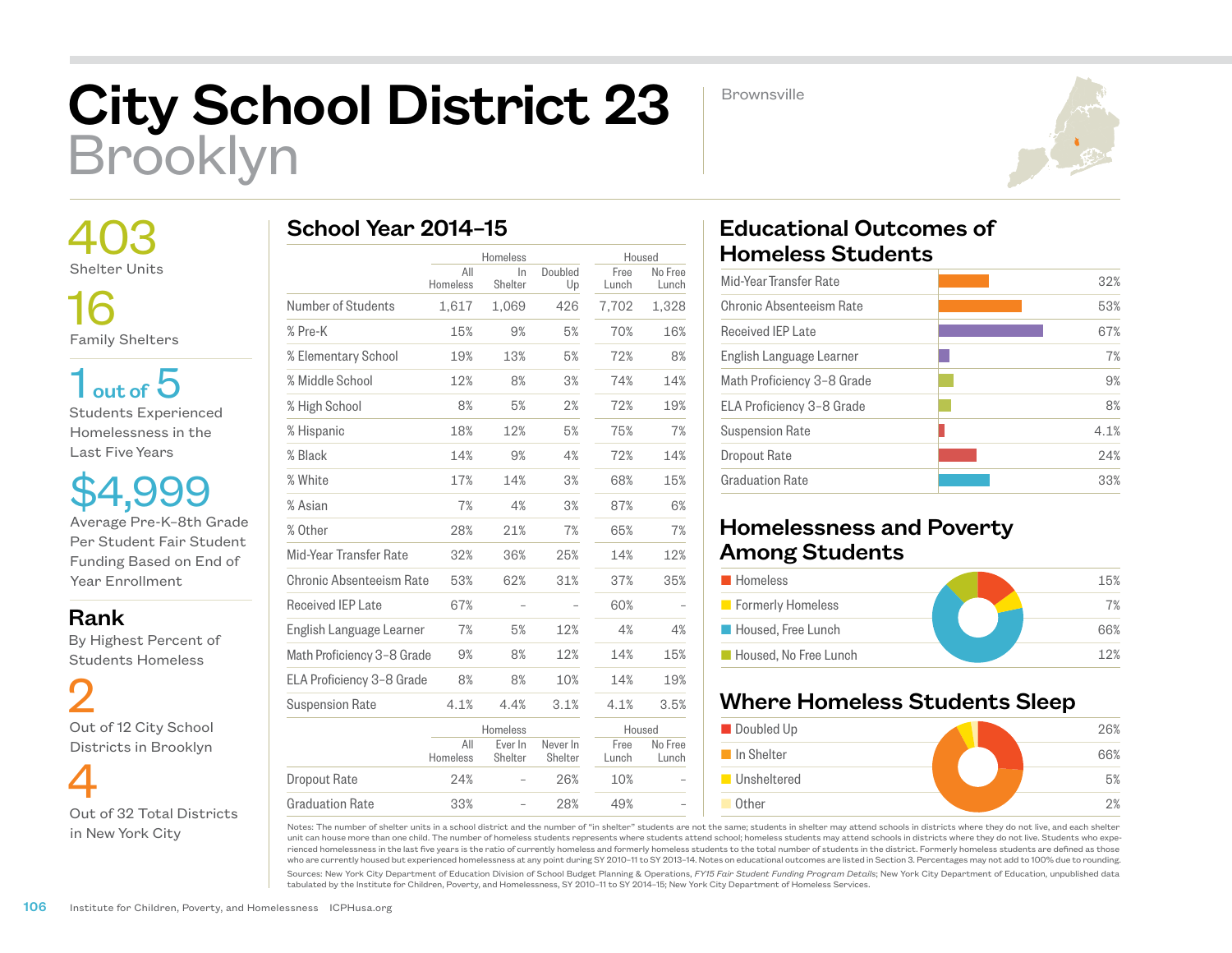# City School District 23
## Brooklyn

Brownsville

**403**
Shelter Units

**16**
Family Shelters

**1 out of 5**
Students Experienced Homelessness in the Last Five Years

**$4,999**
Average Pre-K–8th Grade Per Student Fair Student Funding Based on End of Year Enrollment

### Rank
By Highest Percent of Students Homeless

**2**
Out of 12 City School Districts in Brooklyn

**4**
Out of 32 Total Districts in New York City

## School Year 2014–15

| | Homeless | | | Housed | |
|---|---|---|---|---|---|
| | All Homeless | In Shelter | Doubled Up | Free Lunch | No Free Lunch |
| Number of Students | 1,617 | 1,069 | 426 | 7,702 | 1,328 |
| % Pre-K | 15% | 9% | 5% | 70% | 16% |
| % Elementary School | 19% | 13% | 5% | 72% | 8% |
| % Middle School | 12% | 8% | 3% | 74% | 14% |
| % High School | 8% | 5% | 2% | 72% | 19% |
| % Hispanic | 18% | 12% | 5% | 75% | 7% |
| % Black | 14% | 9% | 4% | 72% | 14% |
| % White | 17% | 14% | 3% | 68% | 15% |
| % Asian | 7% | 4% | 3% | 87% | 6% |
| % Other | 28% | 21% | 7% | 65% | 7% |
| Mid-Year Transfer Rate | 32% | 36% | 25% | 14% | 12% |
| Chronic Absenteeism Rate | 53% | 62% | 31% | 37% | 35% |
| Received IEP Late | 67% | – | – | 60% | – |
| English Language Learner | 7% | 5% | 12% | 4% | 4% |
| Math Proficiency 3–8 Grade | 9% | 8% | 12% | 14% | 15% |
| ELA Proficiency 3–8 Grade | 8% | 8% | 10% | 14% | 19% |
| Suspension Rate | 4.1% | 4.4% | 3.1% | 4.1% | 3.5% |

| | Homeless | | | Housed | |
|---|---|---|---|---|---|
| | All Homeless | Ever In Shelter | Never In Shelter | Free Lunch | No Free Lunch |
| Dropout Rate | 24% | – | 26% | 10% | – |
| Graduation Rate | 33% | – | 28% | 49% | – |

## Educational Outcomes of Homeless Students

| Outcome | Rate |
|---|---|
| Mid-Year Transfer Rate | 32% |
| Chronic Absenteeism Rate | 53% |
| Received IEP Late | 67% |
| English Language Learner | 7% |
| Math Proficiency 3–8 Grade | 9% |
| ELA Proficiency 3–8 Grade | 8% |
| Suspension Rate | 4.1% |
| Dropout Rate | 24% |
| Graduation Rate | 33% |

## Homelessness and Poverty Among Students

| Category | Percent |
|---|---|
| Homeless | 15% |
| Formerly Homeless | 7% |
| Housed, Free Lunch | 66% |
| Housed, No Free Lunch | 12% |

## Where Homeless Students Sleep

| Category | Percent |
|---|---|
| Doubled Up | 26% |
| In Shelter | 66% |
| Unsheltered | 5% |
| Other | 2% |

Notes: The number of shelter units in a school district and the number of "in shelter" students are not the same; students in shelter may attend schools in districts where they do not live, and each shelter unit can house more than one child. The number of homeless students represents where students attend school; homeless students may attend schools in districts where they do not live. Students who experienced homelessness in the last five years is the ratio of currently homeless and formerly homeless students to the total number of students in the district. Formerly homeless students are defined as those who are currently housed but experienced homelessness at any point during SY 2010–11 to SY 2013–14. Notes on educational outcomes are listed in Section 3. Percentages may not add to 100% due to rounding.

Sources: New York City Department of Education Division of School Budget Planning & Operations, *FY15 Fair Student Funding Program Details*; New York City Department of Education, unpublished data tabulated by the Institute for Children, Poverty, and Homelessness, SY 2010–11 to SY 2014–15; New York City Department of Homeless Services.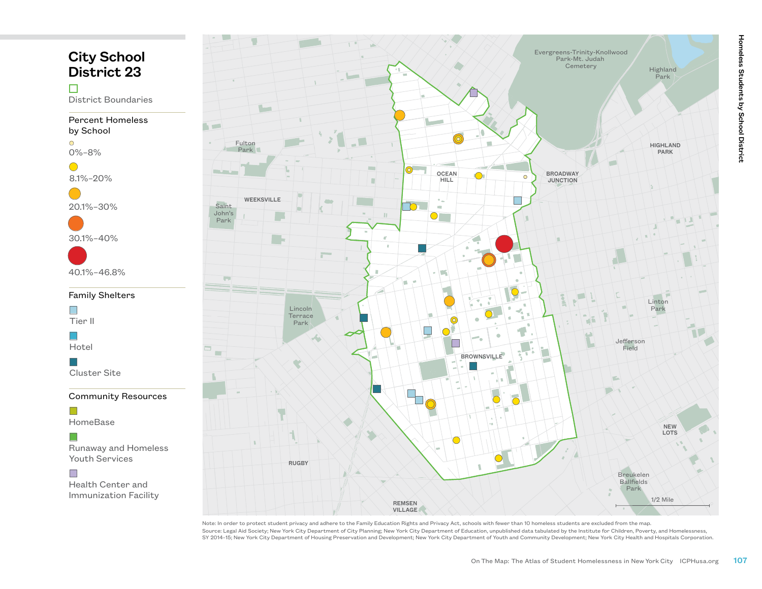# City School District 23

District Boundaries

**Percent Homeless by School**

0%–8%

8.1%–20%

20.1%–30%

30.1%–40%

40.1%–46.8%

**Family Shelters**

Tier II

Hotel

Cluster Site

**Community Resources**

HomeBase

Runaway and Homeless Youth Services

Health Center and Immunization Facility

Evergreens-Trinity-Knollwood Park-Mt. Judah Cemetery

Highland Park

HIGHLAND PARK

Fulton Park

WEEKSVILLE

Saint John's Park

OCEAN HILL

BROADWAY JUNCTION

Lincoln Terrace Park

Linton Park

Jefferson Field

BROWNSVILLE

NEW LOTS

RUGBY

REMSEN VILLAGE

Breukelen Ballfields Park

1/2 Mile

Note: In order to protect student privacy and adhere to the Family Education Rights and Privacy Act, schools with fewer than 10 homeless students are excluded from the map.

Source: Legal Aid Society; New York City Department of City Planning; New York City Department of Education, unpublished data tabulated by the Institute for Children, Poverty, and Homelessness, SY 2014–15; New York City Department of Housing Preservation and Development; New York City Department of Youth and Community Development; New York City Health and Hospitals Corporation.